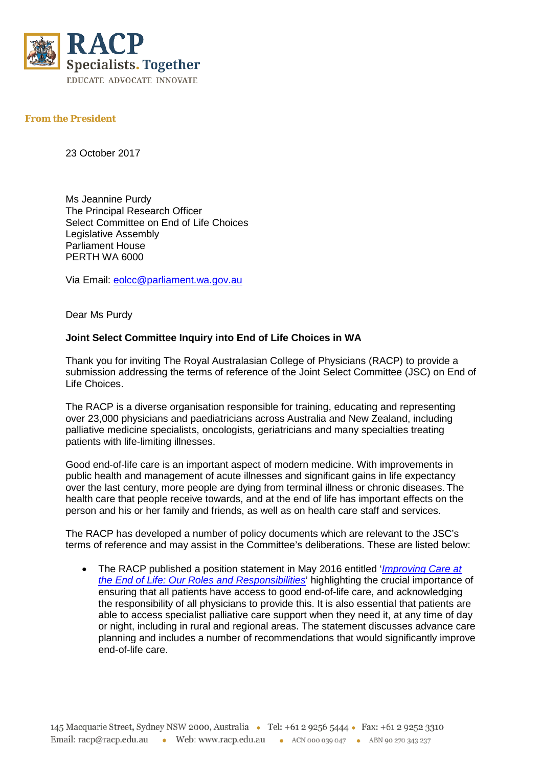**RACP**
**Specialists. Together**
EDUCATE ADVOCATE INNOVATE

**From the President**

23 October 2017

Ms Jeannine Purdy
The Principal Research Officer
Select Committee on End of Life Choices
Legislative Assembly
Parliament House
PERTH WA 6000

Via Email: eolcc@parliament.wa.gov.au

Dear Ms Purdy

**Joint Select Committee Inquiry into End of Life Choices in WA**

Thank you for inviting The Royal Australasian College of Physicians (RACP) to provide a submission addressing the terms of reference of the Joint Select Committee (JSC) on End of Life Choices.

The RACP is a diverse organisation responsible for training, educating and representing over 23,000 physicians and paediatricians across Australia and New Zealand, including palliative medicine specialists, oncologists, geriatricians and many specialties treating patients with life-limiting illnesses.

Good end-of-life care is an important aspect of modern medicine. With improvements in public health and management of acute illnesses and significant gains in life expectancy over the last century, more people are dying from terminal illness or chronic diseases. The health care that people receive towards, and at the end of life has important effects on the person and his or her family and friends, as well as on health care staff and services.

The RACP has developed a number of policy documents which are relevant to the JSC's terms of reference and may assist in the Committee's deliberations. These are listed below:

- The RACP published a position statement in May 2016 entitled '*Improving Care at the End of Life: Our Roles and Responsibilities*' highlighting the crucial importance of ensuring that all patients have access to good end-of-life care, and acknowledging the responsibility of all physicians to provide this. It is also essential that patients are able to access specialist palliative care support when they need it, at any time of day or night, including in rural and regional areas. The statement discusses advance care planning and includes a number of recommendations that would significantly improve end-of-life care.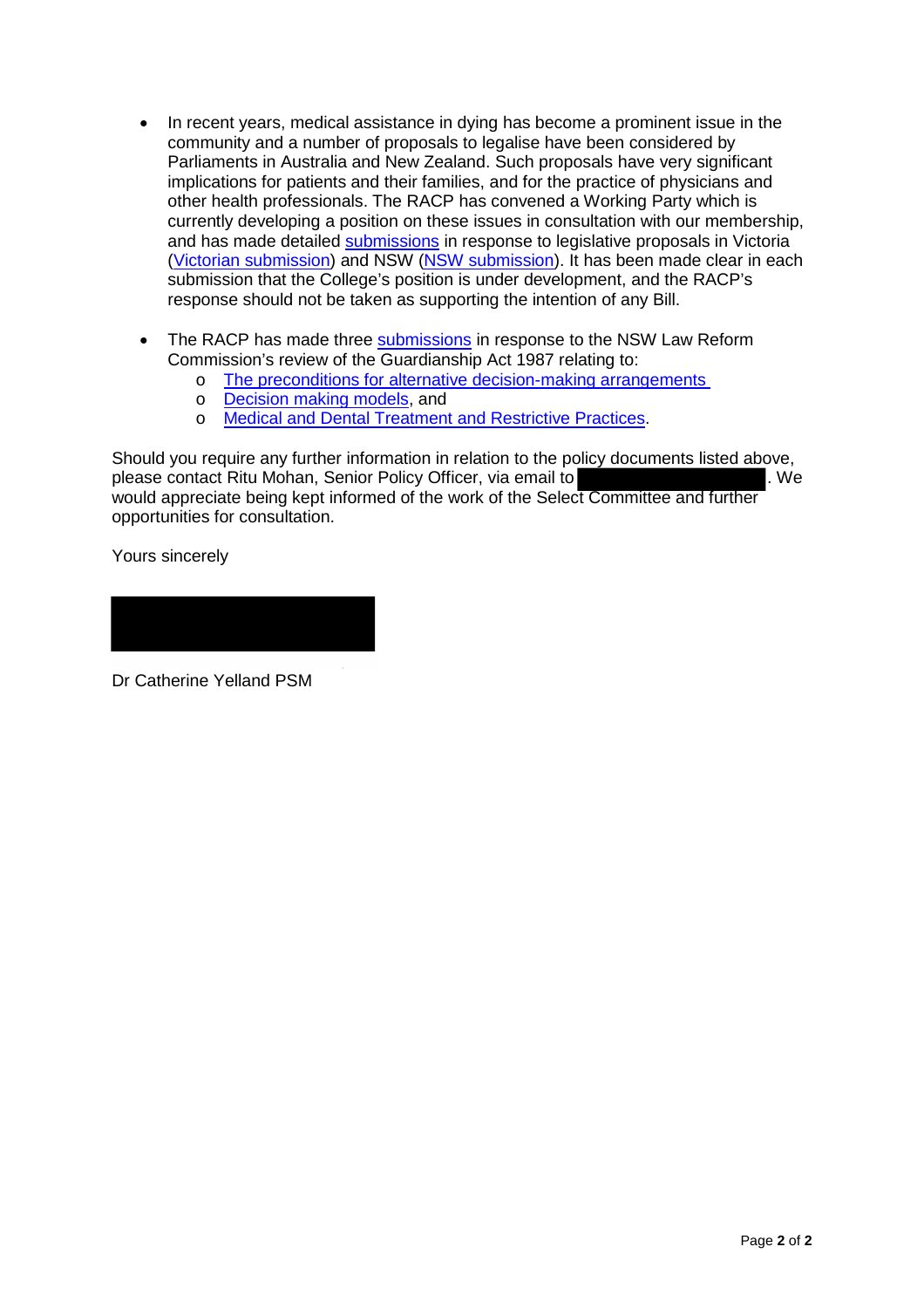- In recent years, medical assistance in dying has become a prominent issue in the community and a number of proposals to legalise have been considered by Parliaments in Australia and New Zealand. Such proposals have very significant implications for patients and their families, and for the practice of physicians and other health professionals. The RACP has convened a Working Party which is currently developing a position on these issues in consultation with our membership, and has made detailed submissions in response to legislative proposals in Victoria (Victorian submission) and NSW (NSW submission). It has been made clear in each submission that the College's position is under development, and the RACP's response should not be taken as supporting the intention of any Bill.

- The RACP has made three submissions in response to the NSW Law Reform Commission's review of the Guardianship Act 1987 relating to:
    - The preconditions for alternative decision-making arrangements
    - Decision making models, and
    - Medical and Dental Treatment and Restrictive Practices.

Should you require any further information in relation to the policy documents listed above, please contact Ritu Mohan, Senior Policy Officer, via email to [REDACTED]. We would appreciate being kept informed of the work of the Select Committee and further opportunities for consultation.

Yours sincerely

[REDACTED]

Dr Catherine Yelland PSM